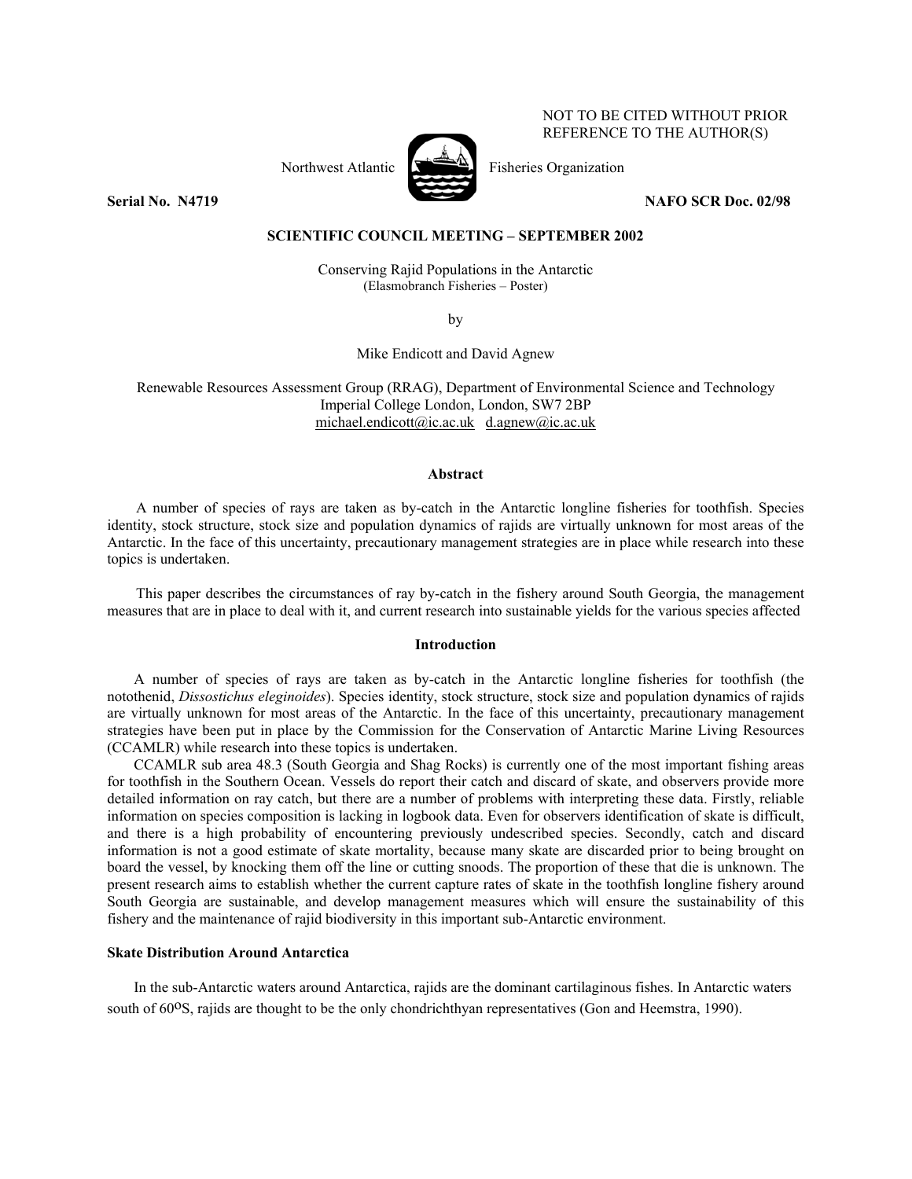NOT TO BE CITED WITHOUT PRIOR REFERENCE TO THE AUTHOR(S)

Northwest Atlantic Fisheries Organization

**Serial No. N4719** **NAFO SCR Doc. 02/98**

**SCIENTIFIC COUNCIL MEETING – SEPTEMBER 2002**

# Conserving Rajid Populations in the Antarctic

(Elasmobranch Fisheries – Poster)

by

Mike Endicott and David Agnew

Renewable Resources Assessment Group (RRAG), Department of Environmental Science and Technology
Imperial College London, London, SW7 2BP
michael.endicott@ic.ac.uk d.agnew@ic.ac.uk

## Abstract

A number of species of rays are taken as by-catch in the Antarctic longline fisheries for toothfish. Species identity, stock structure, stock size and population dynamics of rajids are virtually unknown for most areas of the Antarctic. In the face of this uncertainty, precautionary management strategies are in place while research into these topics is undertaken.

This paper describes the circumstances of ray by-catch in the fishery around South Georgia, the management measures that are in place to deal with it, and current research into sustainable yields for the various species affected

## Introduction

A number of species of rays are taken as by-catch in the Antarctic longline fisheries for toothfish (the notothenid, *Dissostichus eleginoides*). Species identity, stock structure, stock size and population dynamics of rajids are virtually unknown for most areas of the Antarctic. In the face of this uncertainty, precautionary management strategies have been put in place by the Commission for the Conservation of Antarctic Marine Living Resources (CCAMLR) while research into these topics is undertaken.

CCAMLR sub area 48.3 (South Georgia and Shag Rocks) is currently one of the most important fishing areas for toothfish in the Southern Ocean. Vessels do report their catch and discard of skate, and observers provide more detailed information on ray catch, but there are a number of problems with interpreting these data. Firstly, reliable information on species composition is lacking in logbook data. Even for observers identification of skate is difficult, and there is a high probability of encountering previously undescribed species. Secondly, catch and discard information is not a good estimate of skate mortality, because many skate are discarded prior to being brought on board the vessel, by knocking them off the line or cutting snoods. The proportion of these that die is unknown. The present research aims to establish whether the current capture rates of skate in the toothfish longline fishery around South Georgia are sustainable, and develop management measures which will ensure the sustainability of this fishery and the maintenance of rajid biodiversity in this important sub-Antarctic environment.

### Skate Distribution Around Antarctica

In the sub-Antarctic waters around Antarctica, rajids are the dominant cartilaginous fishes. In Antarctic waters south of 60°S, rajids are thought to be the only chondrichthyan representatives (Gon and Heemstra, 1990).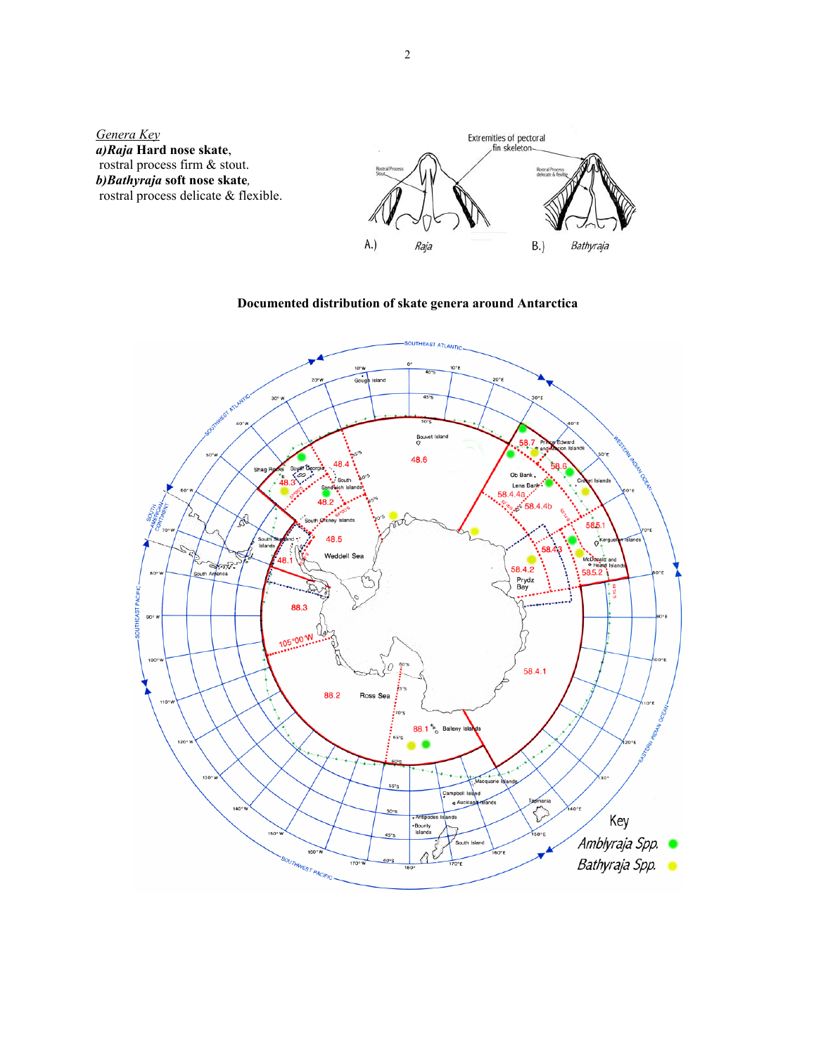*Genera Key*

***a)Raja* Hard nose skate**,
rostral process firm & stout.

***b)Bathyraja* soft nose skate**,
rostral process delicate & flexible.

**Documented distribution of skate genera around Antarctica**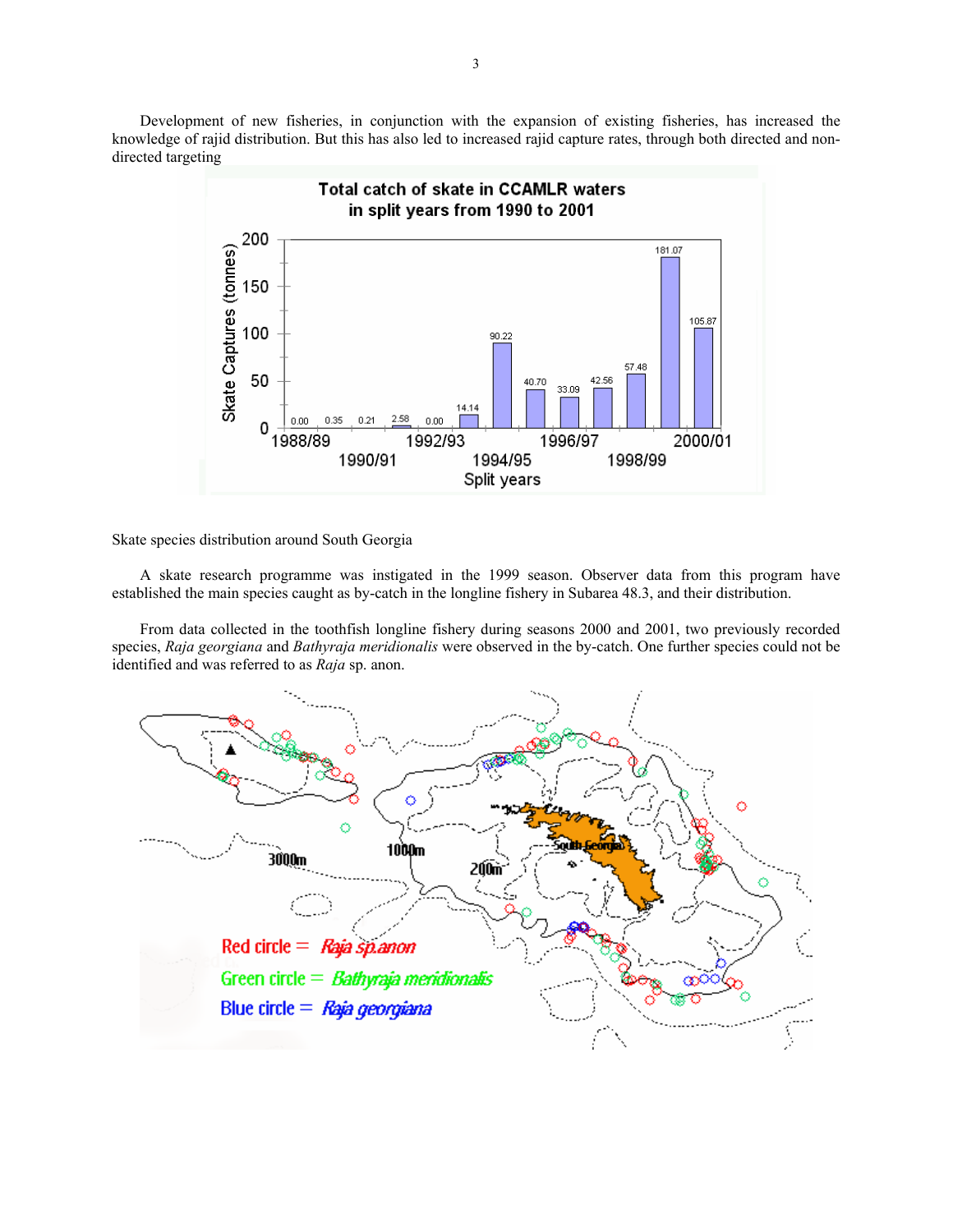Development of new fisheries, in conjunction with the expansion of existing fisheries, has increased the knowledge of rajid distribution. But this has also led to increased rajid capture rates, through both directed and non-directed targeting

**Total catch of skate in CCAMLR waters in split years from 1990 to 2001**

| Split year | Skate Captures (tonnes) |
|---|---|
| 1988/89 | 0.00 |
| 1989/90 | 0.35 |
| 1990/91 | 0.21 |
| 1991/92 | 2.58 |
| 1992/93 | 0.00 |
| 1993/94 | 14.14 |
| 1994/95 | 90.22 |
| 1995/96 | 40.70 |
| 1996/97 | 33.09 |
| 1997/98 | 42.56 |
| 1998/99 | 57.48 |
| 1999/00 | 181.07 |
| 2000/01 | 105.87 |

Skate species distribution around South Georgia

A skate research programme was instigated in the 1999 season. Observer data from this program have established the main species caught as by-catch in the longline fishery in Subarea 48.3, and their distribution.

From data collected in the toothfish longline fishery during seasons 2000 and 2001, two previously recorded species, *Raja georgiana* and *Bathyraja meridionalis* were observed in the by-catch. One further species could not be identified and was referred to as *Raja* sp. anon.

Red circle = *Raja sp.anon*
Green circle = *Bathyraja meridionalis*
Blue circle = *Raja georgiana*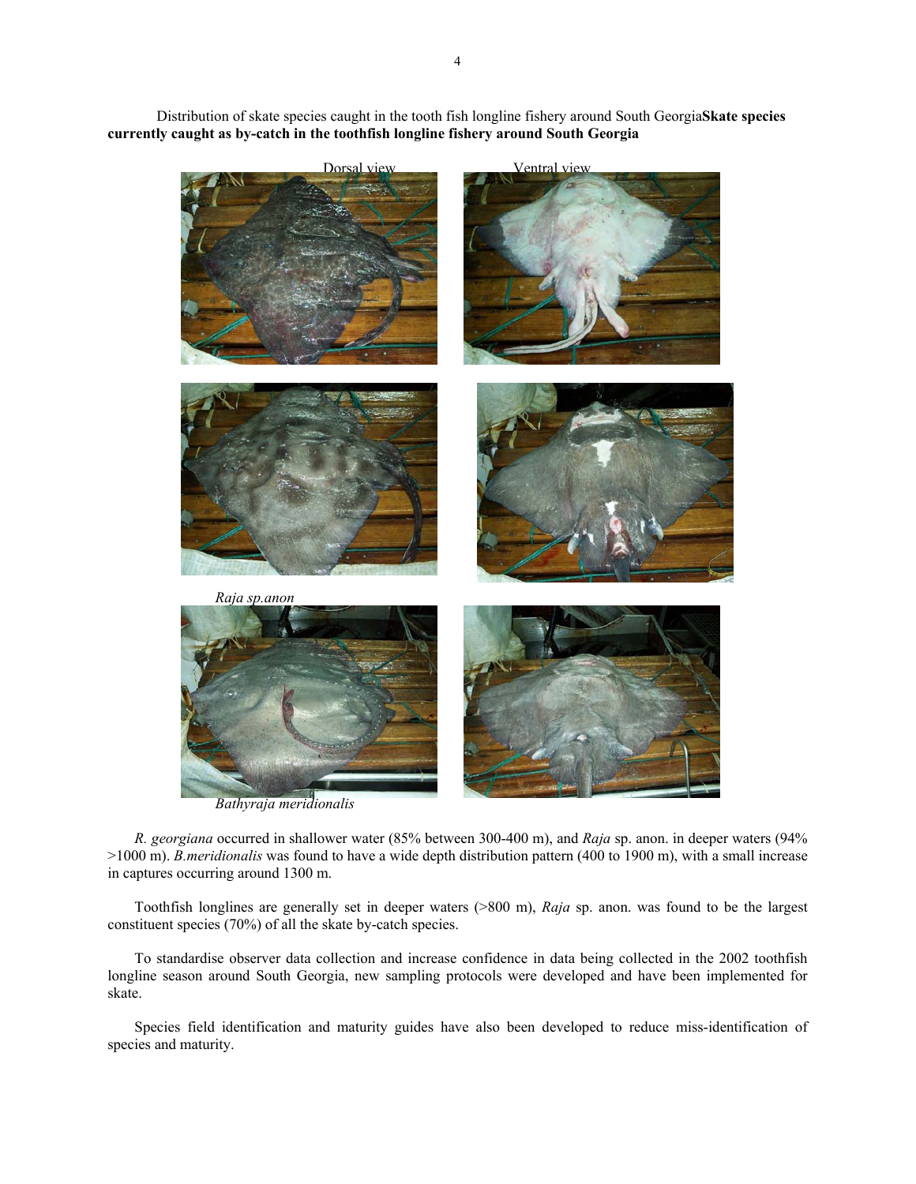Distribution of skate species caught in the tooth fish longline fishery around South Georgia**Skate species currently caught as by-catch in the toothfish longline fishery around South Georgia**

Dorsal view Ventral view

*Raja sp.anon*

*Bathyraja meridionalis*

*R. georgiana* occurred in shallower water (85% between 300-400 m), and *Raja* sp. anon. in deeper waters (94% >1000 m). *B.meridionalis* was found to have a wide depth distribution pattern (400 to 1900 m), with a small increase in captures occurring around 1300 m.

Toothfish longlines are generally set in deeper waters (>800 m), *Raja* sp. anon. was found to be the largest constituent species (70%) of all the skate by-catch species.

To standardise observer data collection and increase confidence in data being collected in the 2002 toothfish longline season around South Georgia, new sampling protocols were developed and have been implemented for skate.

Species field identification and maturity guides have also been developed to reduce miss-identification of species and maturity.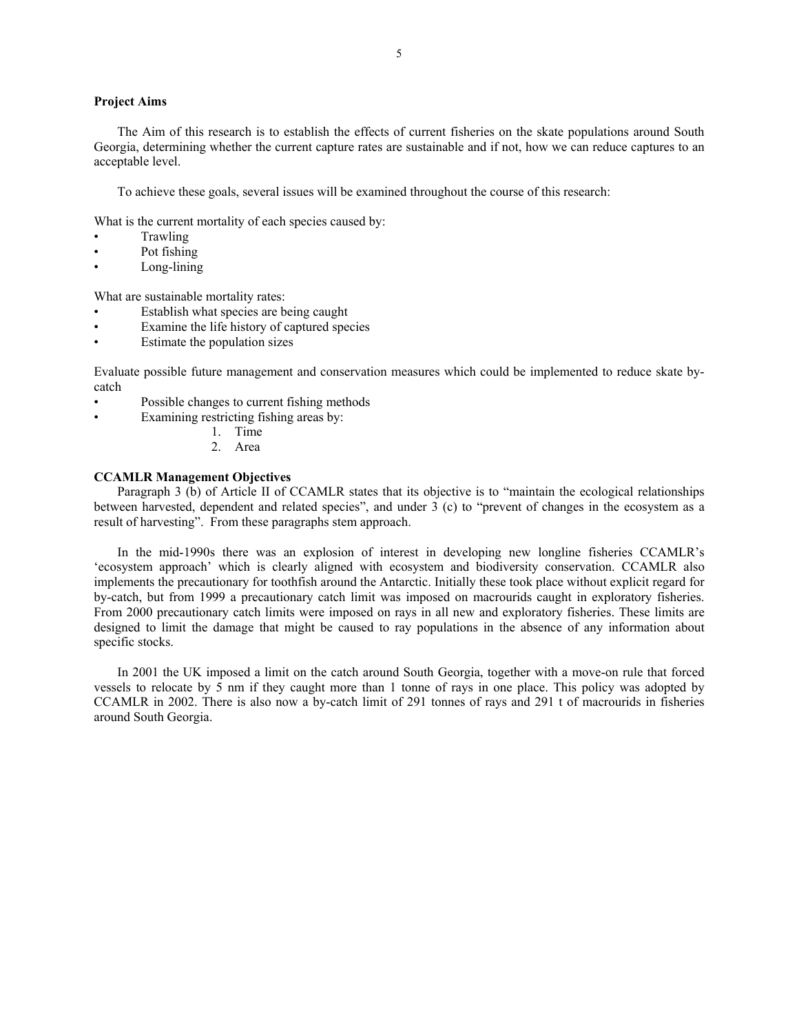**Project Aims**

The Aim of this research is to establish the effects of current fisheries on the skate populations around South Georgia, determining whether the current capture rates are sustainable and if not, how we can reduce captures to an acceptable level.

To achieve these goals, several issues will be examined throughout the course of this research:

What is the current mortality of each species caused by:

- Trawling
- Pot fishing
- Long-lining

What are sustainable mortality rates:

- Establish what species are being caught
- Examine the life history of captured species
- Estimate the population sizes

Evaluate possible future management and conservation measures which could be implemented to reduce skate by-catch

- Possible changes to current fishing methods
- Examining restricting fishing areas by:
    1. Time
    2. Area

**CCAMLR Management Objectives**

Paragraph 3 (b) of Article II of CCAMLR states that its objective is to "maintain the ecological relationships between harvested, dependent and related species", and under 3 (c) to "prevent of changes in the ecosystem as a result of harvesting". From these paragraphs stem approach.

In the mid-1990s there was an explosion of interest in developing new longline fisheries CCAMLR's 'ecosystem approach' which is clearly aligned with ecosystem and biodiversity conservation. CCAMLR also implements the precautionary for toothfish around the Antarctic. Initially these took place without explicit regard for by-catch, but from 1999 a precautionary catch limit was imposed on macrourids caught in exploratory fisheries. From 2000 precautionary catch limits were imposed on rays in all new and exploratory fisheries. These limits are designed to limit the damage that might be caused to ray populations in the absence of any information about specific stocks.

In 2001 the UK imposed a limit on the catch around South Georgia, together with a move-on rule that forced vessels to relocate by 5 nm if they caught more than 1 tonne of rays in one place. This policy was adopted by CCAMLR in 2002. There is also now a by-catch limit of 291 tonnes of rays and 291 t of macrourids in fisheries around South Georgia.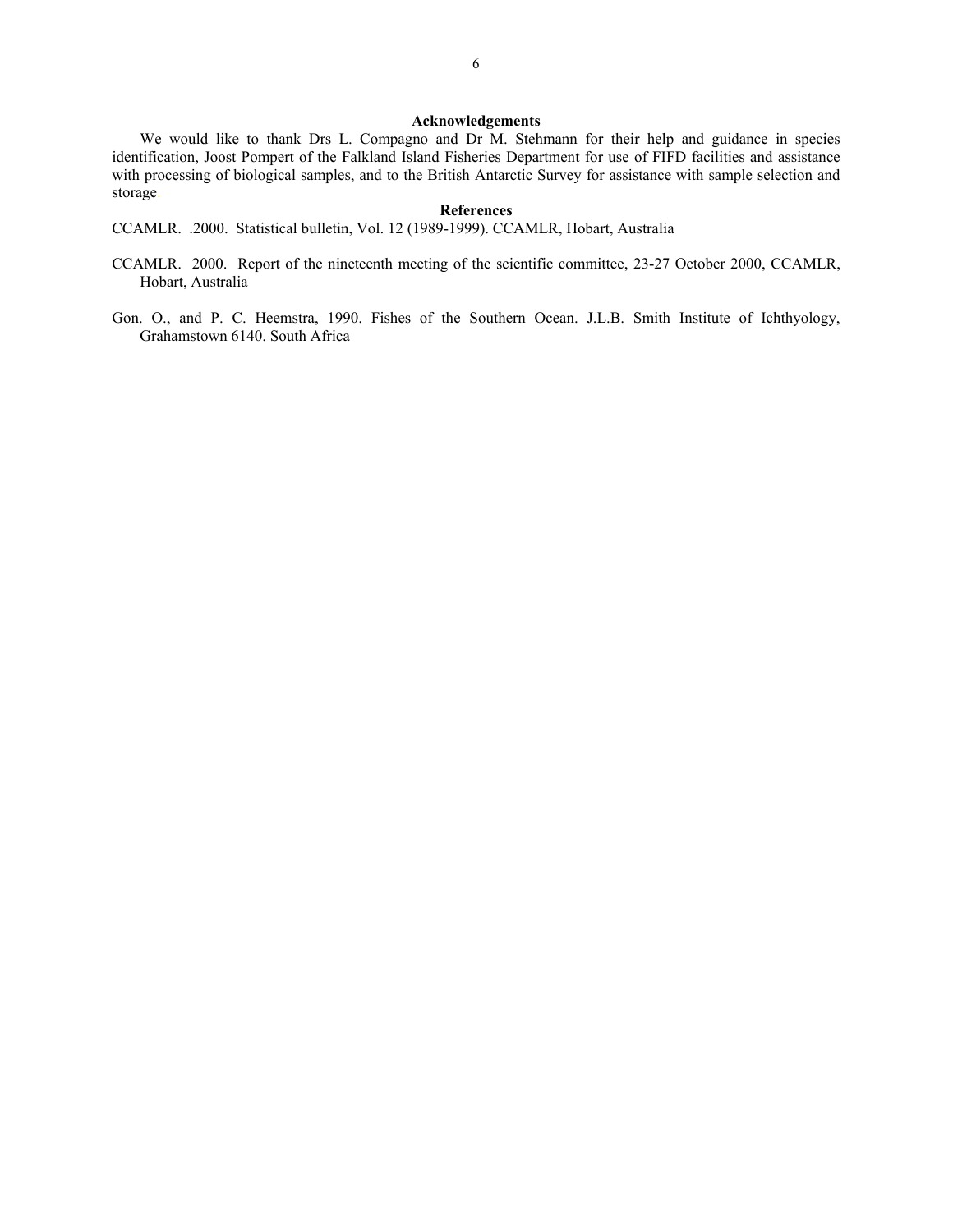## Acknowledgements

We would like to thank Drs L. Compagno and Dr M. Stehmann for their help and guidance in species identification, Joost Pompert of the Falkland Island Fisheries Department for use of FIFD facilities and assistance with processing of biological samples, and to the British Antarctic Survey for assistance with sample selection and storage

## References

CCAMLR. .2000. Statistical bulletin, Vol. 12 (1989-1999). CCAMLR, Hobart, Australia

CCAMLR. 2000. Report of the nineteenth meeting of the scientific committee, 23-27 October 2000, CCAMLR, Hobart, Australia

Gon. O., and P. C. Heemstra, 1990. Fishes of the Southern Ocean. J.L.B. Smith Institute of Ichthyology, Grahamstown 6140. South Africa